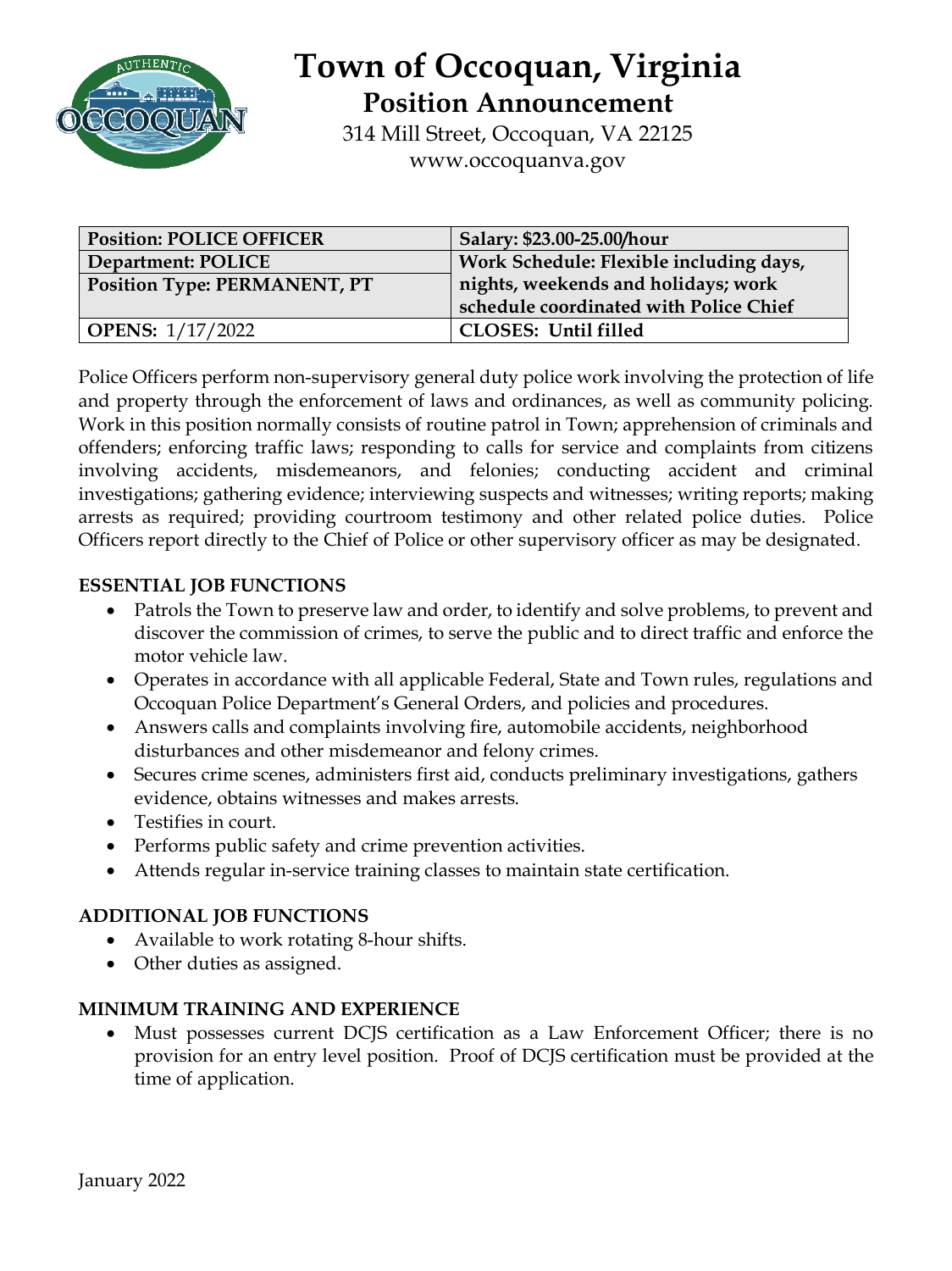# Town of Occoquan, Virginia

## Position Announcement

314 Mill Street, Occoquan, VA 22125
www.occoquanva.gov

| **Position: POLICE OFFICER** | **Salary: $23.00-25.00/hour** |
|---|---|
| **Department: POLICE** | **Work Schedule: Flexible including days, nights, weekends and holidays; work schedule coordinated with Police Chief** |
| **Position Type: PERMANENT, PT** | |
| **OPENS:** 1/17/2022 | **CLOSES: Until filled** |

Police Officers perform non-supervisory general duty police work involving the protection of life and property through the enforcement of laws and ordinances, as well as community policing. Work in this position normally consists of routine patrol in Town; apprehension of criminals and offenders; enforcing traffic laws; responding to calls for service and complaints from citizens involving accidents, misdemeanors, and felonies; conducting accident and criminal investigations; gathering evidence; interviewing suspects and witnesses; writing reports; making arrests as required; providing courtroom testimony and other related police duties. Police Officers report directly to the Chief of Police or other supervisory officer as may be designated.

**ESSENTIAL JOB FUNCTIONS**

- Patrols the Town to preserve law and order, to identify and solve problems, to prevent and discover the commission of crimes, to serve the public and to direct traffic and enforce the motor vehicle law.
- Operates in accordance with all applicable Federal, State and Town rules, regulations and Occoquan Police Department's General Orders, and policies and procedures.
- Answers calls and complaints involving fire, automobile accidents, neighborhood disturbances and other misdemeanor and felony crimes.
- Secures crime scenes, administers first aid, conducts preliminary investigations, gathers evidence, obtains witnesses and makes arrests.
- Testifies in court.
- Performs public safety and crime prevention activities.
- Attends regular in-service training classes to maintain state certification.

**ADDITIONAL JOB FUNCTIONS**

- Available to work rotating 8-hour shifts.
- Other duties as assigned.

**MINIMUM TRAINING AND EXPERIENCE**

- Must possesses current DCJS certification as a Law Enforcement Officer; there is no provision for an entry level position. Proof of DCJS certification must be provided at the time of application.

January 2022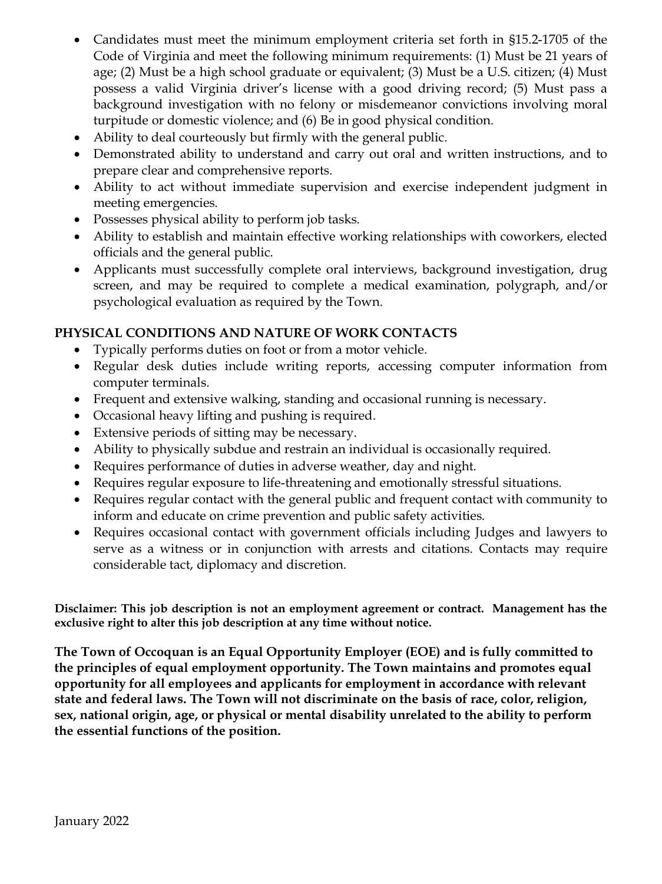- Candidates must meet the minimum employment criteria set forth in §15.2-1705 of the Code of Virginia and meet the following minimum requirements: (1) Must be 21 years of age; (2) Must be a high school graduate or equivalent; (3) Must be a U.S. citizen; (4) Must possess a valid Virginia driver's license with a good driving record; (5) Must pass a background investigation with no felony or misdemeanor convictions involving moral turpitude or domestic violence; and (6) Be in good physical condition.
- Ability to deal courteously but firmly with the general public.
- Demonstrated ability to understand and carry out oral and written instructions, and to prepare clear and comprehensive reports.
- Ability to act without immediate supervision and exercise independent judgment in meeting emergencies.
- Possesses physical ability to perform job tasks.
- Ability to establish and maintain effective working relationships with coworkers, elected officials and the general public.
- Applicants must successfully complete oral interviews, background investigation, drug screen, and may be required to complete a medical examination, polygraph, and/or psychological evaluation as required by the Town.

**PHYSICAL CONDITIONS AND NATURE OF WORK CONTACTS**

- Typically performs duties on foot or from a motor vehicle.
- Regular desk duties include writing reports, accessing computer information from computer terminals.
- Frequent and extensive walking, standing and occasional running is necessary.
- Occasional heavy lifting and pushing is required.
- Extensive periods of sitting may be necessary.
- Ability to physically subdue and restrain an individual is occasionally required.
- Requires performance of duties in adverse weather, day and night.
- Requires regular exposure to life-threatening and emotionally stressful situations.
- Requires regular contact with the general public and frequent contact with community to inform and educate on crime prevention and public safety activities.
- Requires occasional contact with government officials including Judges and lawyers to serve as a witness or in conjunction with arrests and citations. Contacts may require considerable tact, diplomacy and discretion.

**Disclaimer: This job description is not an employment agreement or contract. Management has the exclusive right to alter this job description at any time without notice.**

**The Town of Occoquan is an Equal Opportunity Employer (EOE) and is fully committed to the principles of equal employment opportunity. The Town maintains and promotes equal opportunity for all employees and applicants for employment in accordance with relevant state and federal laws. The Town will not discriminate on the basis of race, color, religion, sex, national origin, age, or physical or mental disability unrelated to the ability to perform the essential functions of the position.**

January 2022